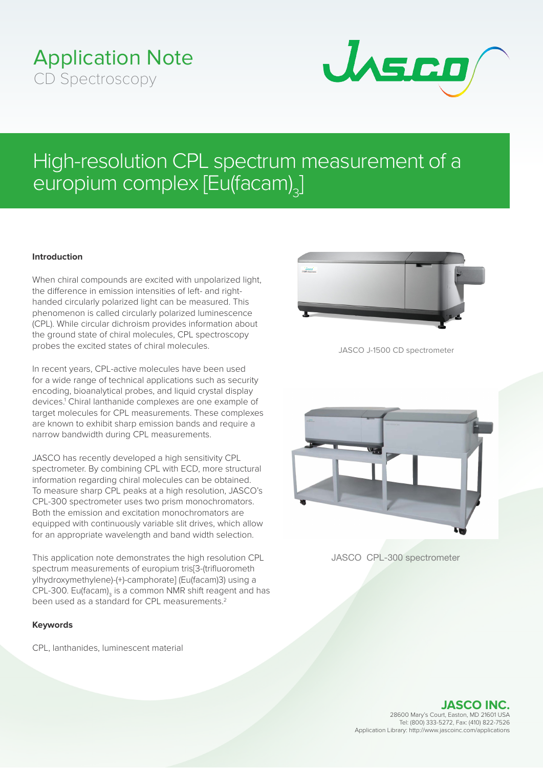# Application Note

CD Spectroscopy

# High-resolution CPL spectrum measurement of a europium complex [Eu(facam)$_3$]

**Introduction**

When chiral compounds are excited with unpolarized light, the difference in emission intensities of left- and right-handed circularly polarized light can be measured. This phenomenon is called circularly polarized luminescence (CPL). While circular dichroism provides information about the ground state of chiral molecules, CPL spectroscopy probes the excited states of chiral molecules.

In recent years, CPL-active molecules have been used for a wide range of technical applications such as security encoding, bioanalytical probes, and liquid crystal display devices.[1] Chiral lanthanide complexes are one example of target molecules for CPL measurements. These complexes are known to exhibit sharp emission bands and require a narrow bandwidth during CPL measurements.

JASCO has recently developed a high sensitivity CPL spectrometer. By combining CPL with ECD, more structural information regarding chiral molecules can be obtained. To measure sharp CPL peaks at a high resolution, JASCO's CPL-300 spectrometer uses two prism monochromators. Both the emission and excitation monochromators are equipped with continuously variable slit drives, which allow for an appropriate wavelength and band width selection.

This application note demonstrates the high resolution CPL spectrum measurements of europium tris[3-(trifluoromethylhydroxymethylene)-(+)-camphorate] (Eu(facam)3) using a CPL-300. Eu(facam)$_3$ is a common NMR shift reagent and has been used as a standard for CPL measurements.[2]

**Keywords**

CPL, lanthanides, luminescent material

JASCO J-1500 CD spectrometer

JASCO CPL-300 spectrometer

**JASCO INC.**
28600 Mary's Court, Easton, MD 21601 USA
Tel: (800) 333-5272, Fax: (410) 822-7526
Application Library: http://www.jascoinc.com/applications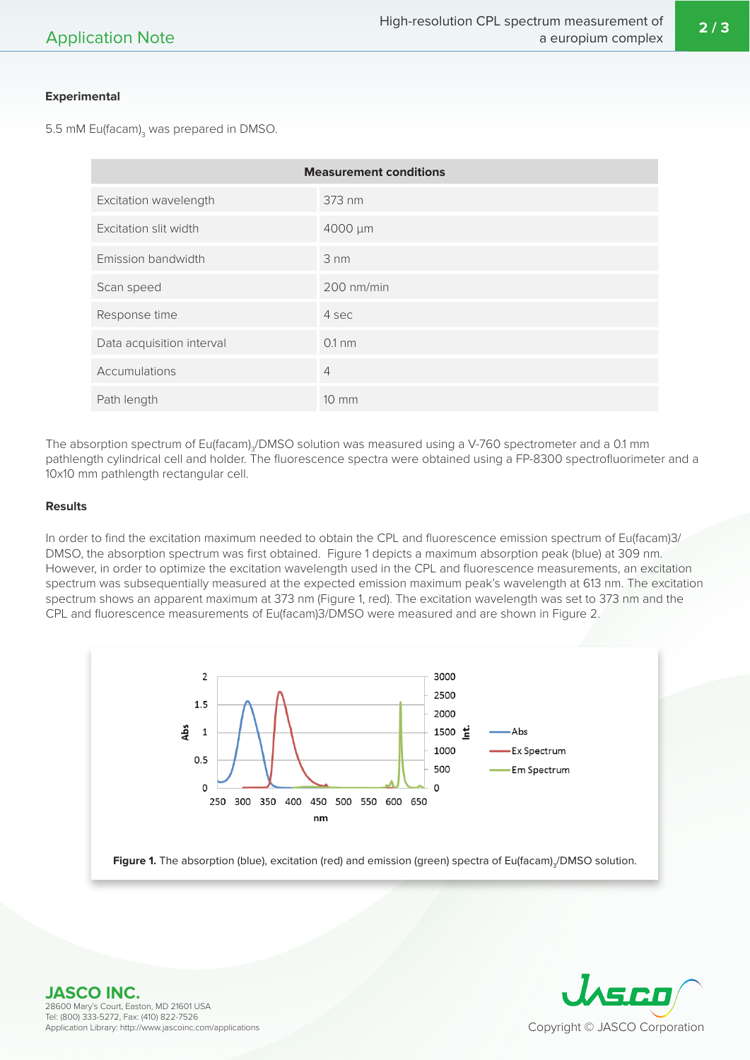### Experimental

5.5 mM Eu(facam)$_3$ was prepared in DMSO.

| Measurement conditions | |
|---|---|
| Excitation wavelength | 373 nm |
| Excitation slit width | 4000 µm |
| Emission bandwidth | 3 nm |
| Scan speed | 200 nm/min |
| Response time | 4 sec |
| Data acquisition interval | 0.1 nm |
| Accumulations | 4 |
| Path length | 10 mm |

The absorption spectrum of Eu(facam)$_3$/DMSO solution was measured using a V-760 spectrometer and a 0.1 mm pathlength cylindrical cell and holder. The fluorescence spectra were obtained using a FP-8300 spectrofluorimeter and a 10x10 mm pathlength rectangular cell.

### Results

In order to find the excitation maximum needed to obtain the CPL and fluorescence emission spectrum of Eu(facam)3/DMSO, the absorption spectrum was first obtained. Figure 1 depicts a maximum absorption peak (blue) at 309 nm. However, in order to optimize the excitation wavelength used in the CPL and fluorescence measurements, an excitation spectrum was subsequentially measured at the expected emission maximum peak's wavelength at 613 nm. The excitation spectrum shows an apparent maximum at 373 nm (Figure 1, red). The excitation wavelength was set to 373 nm and the CPL and fluorescence measurements of Eu(facam)3/DMSO were measured and are shown in Figure 2.

**Figure 1.** The absorption (blue), excitation (red) and emission (green) spectra of Eu(facam)$_3$/DMSO solution.

**JASCO INC.**
28600 Mary's Court, Easton, MD 21601 USA
Tel: (800) 333-5272, Fax: (410) 822-7526
Application Library: http://www.jascoinc.com/applications

Copyright © JASCO Corporation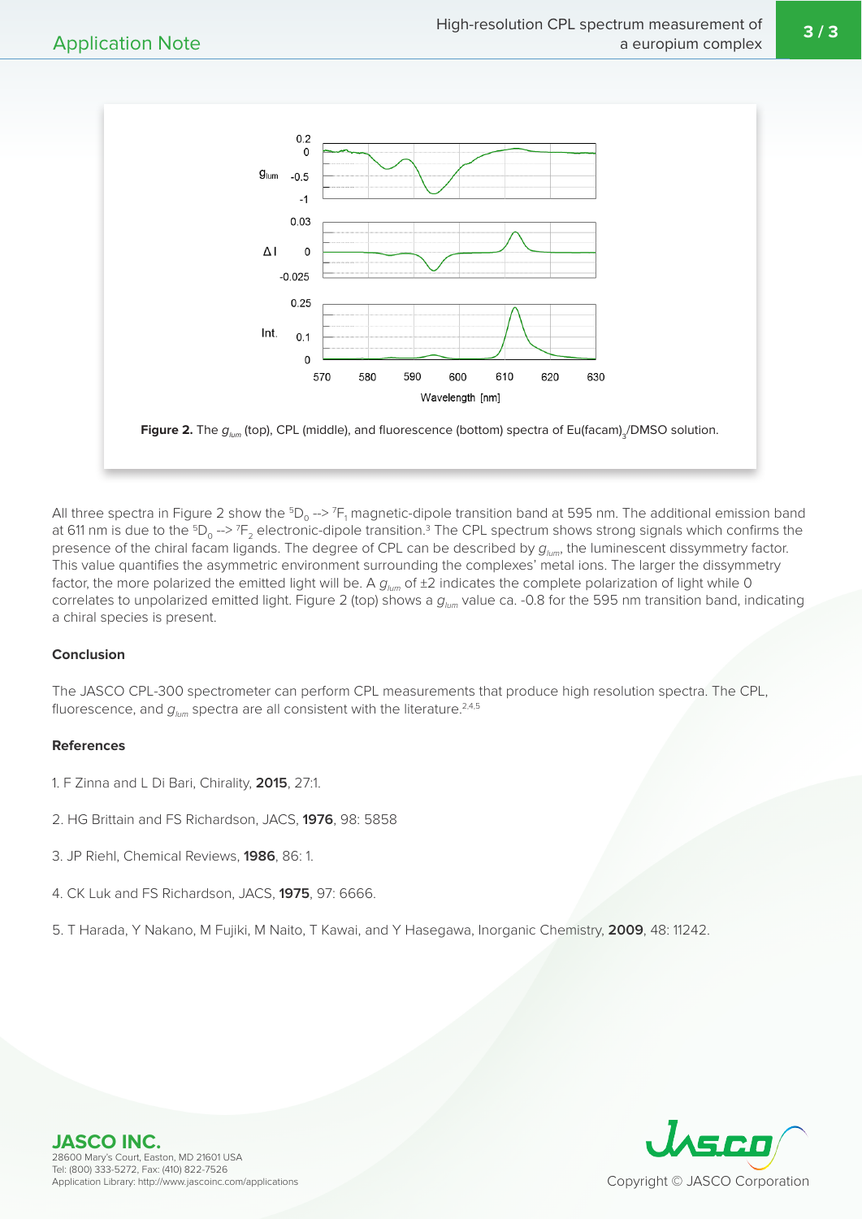0.2
0
$g_{lum}$ -0.5
-1

0.03
ΔI 0
-0.025

0.25
Int. 0.1
0

570 580 590 600 610 620 630

Wavelength [nm]

**Figure 2.** The $g_{lum}$ (top), CPL (middle), and fluorescence (bottom) spectra of Eu(facam)$_3$/DMSO solution.

All three spectra in Figure 2 show the $^5D_0$ --> $^7F_1$ magnetic-dipole transition band at 595 nm. The additional emission band at 611 nm is due to the $^5D_0$ --> $^7F_2$ electronic-dipole transition.[3] The CPL spectrum shows strong signals which confirms the presence of the chiral facam ligands. The degree of CPL can be described by $g_{lum}$, the luminescent dissymmetry factor. This value quantifies the asymmetric environment surrounding the complexes' metal ions. The larger the dissymmetry factor, the more polarized the emitted light will be. A $g_{lum}$ of ±2 indicates the complete polarization of light while 0 correlates to unpolarized emitted light. Figure 2 (top) shows a $g_{lum}$ value ca. -0.8 for the 595 nm transition band, indicating a chiral species is present.

### Conclusion

The JASCO CPL-300 spectrometer can perform CPL measurements that produce high resolution spectra. The CPL, fluorescence, and $g_{lum}$ spectra are all consistent with the literature.[2,4,5]

### References

1. F Zinna and L Di Bari, Chirality, **2015**, 27:1.

2. HG Brittain and FS Richardson, JACS, **1976**, 98: 5858

3. JP Riehl, Chemical Reviews, **1986**, 86: 1.

4. CK Luk and FS Richardson, JACS, **1975**, 97: 6666.

5. T Harada, Y Nakano, M Fujiki, M Naito, T Kawai, and Y Hasegawa, Inorganic Chemistry, **2009**, 48: 11242.

**JASCO INC.**
28600 Mary's Court, Easton, MD 21601 USA
Tel: (800) 333-5272, Fax: (410) 822-7526
Application Library: http://www.jascoinc.com/applications

Copyright © JASCO Corporation